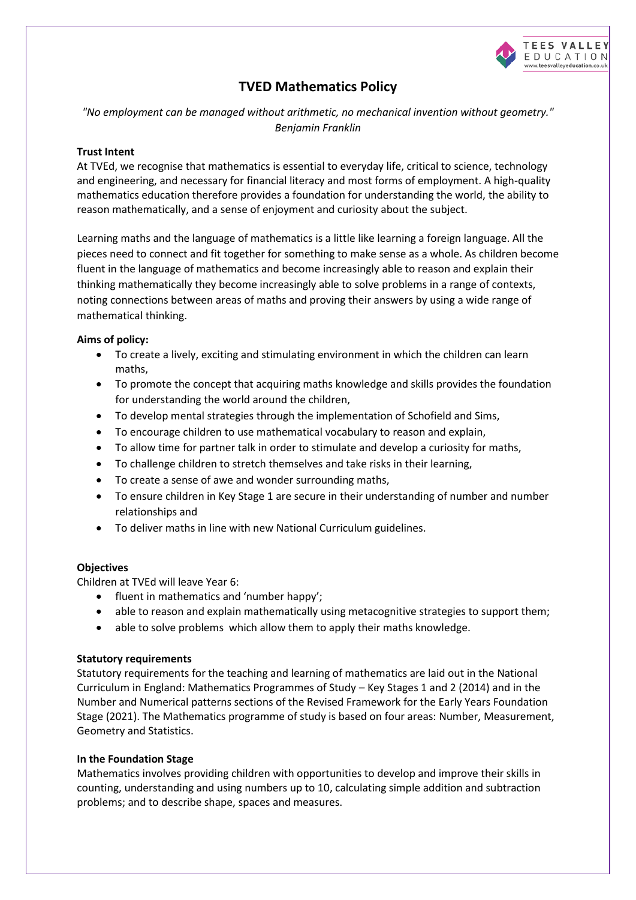# TVED Mathematics Policy

*"No employment can be managed without arithmetic, no mechanical invention without geometry." Benjamin Franklin*

**Trust Intent**

At TVEd, we recognise that mathematics is essential to everyday life, critical to science, technology and engineering, and necessary for financial literacy and most forms of employment. A high-quality mathematics education therefore provides a foundation for understanding the world, the ability to reason mathematically, and a sense of enjoyment and curiosity about the subject.

Learning maths and the language of mathematics is a little like learning a foreign language. All the pieces need to connect and fit together for something to make sense as a whole. As children become fluent in the language of mathematics and become increasingly able to reason and explain their thinking mathematically they become increasingly able to solve problems in a range of contexts, noting connections between areas of maths and proving their answers by using a wide range of mathematical thinking.

**Aims of policy:**

- To create a lively, exciting and stimulating environment in which the children can learn maths,
- To promote the concept that acquiring maths knowledge and skills provides the foundation for understanding the world around the children,
- To develop mental strategies through the implementation of Schofield and Sims,
- To encourage children to use mathematical vocabulary to reason and explain,
- To allow time for partner talk in order to stimulate and develop a curiosity for maths,
- To challenge children to stretch themselves and take risks in their learning,
- To create a sense of awe and wonder surrounding maths,
- To ensure children in Key Stage 1 are secure in their understanding of number and number relationships and
- To deliver maths in line with new National Curriculum guidelines.

**Objectives**

Children at TVEd will leave Year 6:

- fluent in mathematics and 'number happy';
- able to reason and explain mathematically using metacognitive strategies to support them;
- able to solve problems which allow them to apply their maths knowledge.

**Statutory requirements**

Statutory requirements for the teaching and learning of mathematics are laid out in the National Curriculum in England: Mathematics Programmes of Study – Key Stages 1 and 2 (2014) and in the Number and Numerical patterns sections of the Revised Framework for the Early Years Foundation Stage (2021). The Mathematics programme of study is based on four areas: Number, Measurement, Geometry and Statistics.

**In the Foundation Stage**

Mathematics involves providing children with opportunities to develop and improve their skills in counting, understanding and using numbers up to 10, calculating simple addition and subtraction problems; and to describe shape, spaces and measures.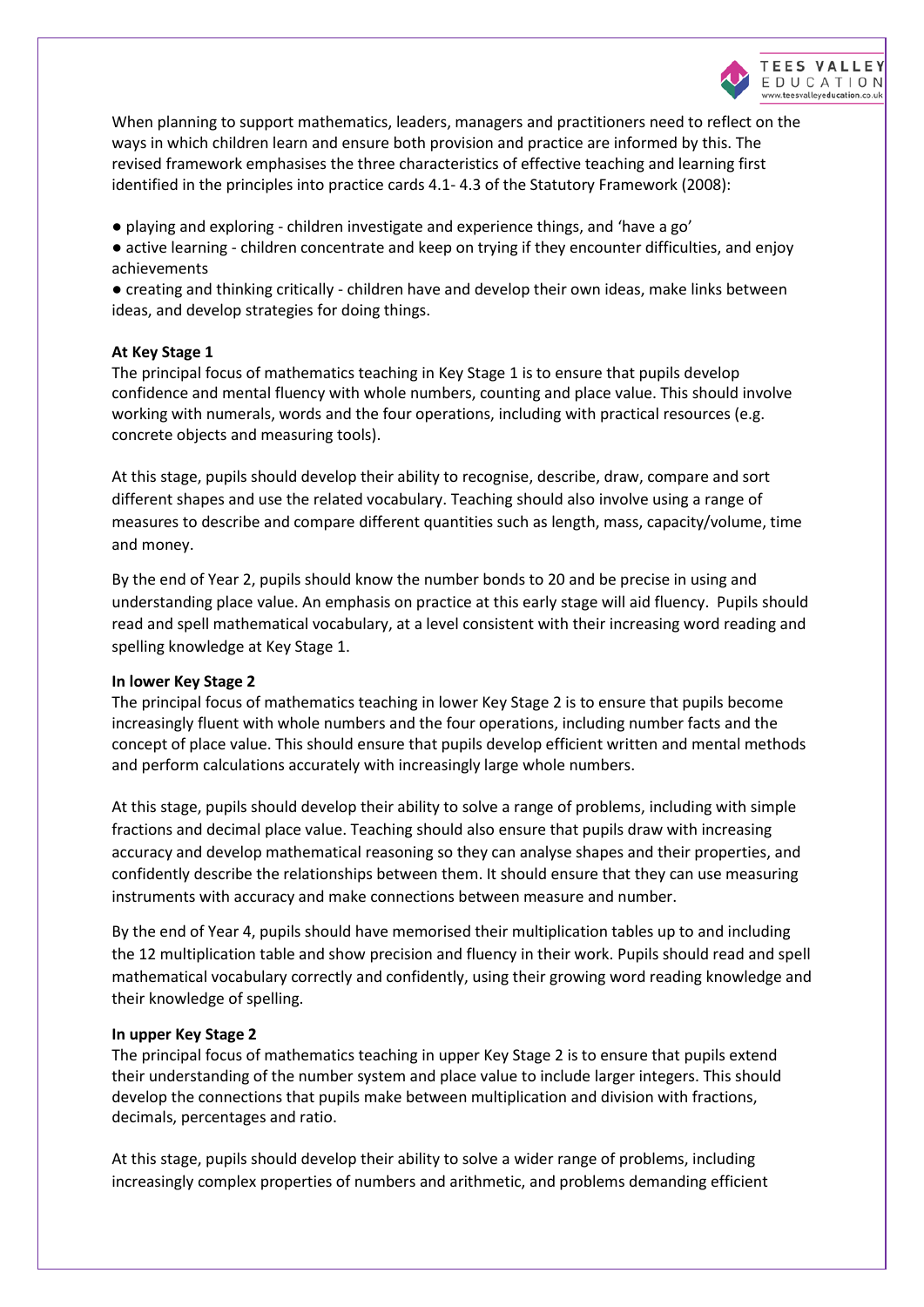When planning to support mathematics, leaders, managers and practitioners need to reflect on the ways in which children learn and ensure both provision and practice are informed by this. The revised framework emphasises the three characteristics of effective teaching and learning first identified in the principles into practice cards 4.1- 4.3 of the Statutory Framework (2008):

- playing and exploring - children investigate and experience things, and 'have a go'
- active learning - children concentrate and keep on trying if they encounter difficulties, and enjoy achievements
- creating and thinking critically - children have and develop their own ideas, make links between ideas, and develop strategies for doing things.

**At Key Stage 1**

The principal focus of mathematics teaching in Key Stage 1 is to ensure that pupils develop confidence and mental fluency with whole numbers, counting and place value. This should involve working with numerals, words and the four operations, including with practical resources (e.g. concrete objects and measuring tools).

At this stage, pupils should develop their ability to recognise, describe, draw, compare and sort different shapes and use the related vocabulary. Teaching should also involve using a range of measures to describe and compare different quantities such as length, mass, capacity/volume, time and money.

By the end of Year 2, pupils should know the number bonds to 20 and be precise in using and understanding place value. An emphasis on practice at this early stage will aid fluency. Pupils should read and spell mathematical vocabulary, at a level consistent with their increasing word reading and spelling knowledge at Key Stage 1.

**In lower Key Stage 2**

The principal focus of mathematics teaching in lower Key Stage 2 is to ensure that pupils become increasingly fluent with whole numbers and the four operations, including number facts and the concept of place value. This should ensure that pupils develop efficient written and mental methods and perform calculations accurately with increasingly large whole numbers.

At this stage, pupils should develop their ability to solve a range of problems, including with simple fractions and decimal place value. Teaching should also ensure that pupils draw with increasing accuracy and develop mathematical reasoning so they can analyse shapes and their properties, and confidently describe the relationships between them. It should ensure that they can use measuring instruments with accuracy and make connections between measure and number.

By the end of Year 4, pupils should have memorised their multiplication tables up to and including the 12 multiplication table and show precision and fluency in their work. Pupils should read and spell mathematical vocabulary correctly and confidently, using their growing word reading knowledge and their knowledge of spelling.

**In upper Key Stage 2**

The principal focus of mathematics teaching in upper Key Stage 2 is to ensure that pupils extend their understanding of the number system and place value to include larger integers. This should develop the connections that pupils make between multiplication and division with fractions, decimals, percentages and ratio.

At this stage, pupils should develop their ability to solve a wider range of problems, including increasingly complex properties of numbers and arithmetic, and problems demanding efficient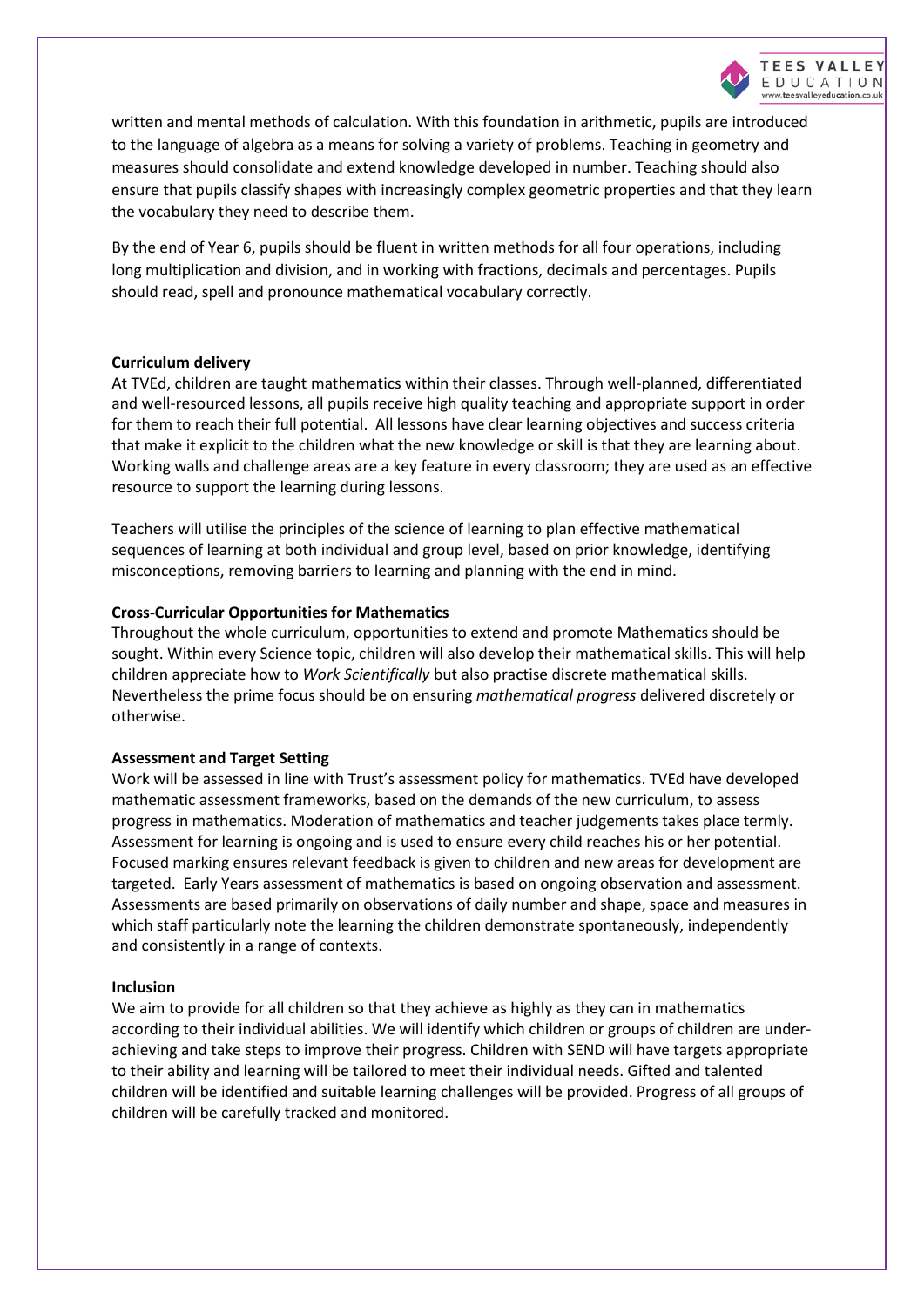written and mental methods of calculation. With this foundation in arithmetic, pupils are introduced to the language of algebra as a means for solving a variety of problems. Teaching in geometry and measures should consolidate and extend knowledge developed in number. Teaching should also ensure that pupils classify shapes with increasingly complex geometric properties and that they learn the vocabulary they need to describe them.

By the end of Year 6, pupils should be fluent in written methods for all four operations, including long multiplication and division, and in working with fractions, decimals and percentages. Pupils should read, spell and pronounce mathematical vocabulary correctly.

**Curriculum delivery**

At TVEd, children are taught mathematics within their classes. Through well-planned, differentiated and well-resourced lessons, all pupils receive high quality teaching and appropriate support in order for them to reach their full potential. All lessons have clear learning objectives and success criteria that make it explicit to the children what the new knowledge or skill is that they are learning about. Working walls and challenge areas are a key feature in every classroom; they are used as an effective resource to support the learning during lessons.

Teachers will utilise the principles of the science of learning to plan effective mathematical sequences of learning at both individual and group level, based on prior knowledge, identifying misconceptions, removing barriers to learning and planning with the end in mind.

**Cross-Curricular Opportunities for Mathematics**

Throughout the whole curriculum, opportunities to extend and promote Mathematics should be sought. Within every Science topic, children will also develop their mathematical skills. This will help children appreciate how to *Work Scientifically* but also practise discrete mathematical skills. Nevertheless the prime focus should be on ensuring *mathematical progress* delivered discretely or otherwise.

**Assessment and Target Setting**

Work will be assessed in line with Trust's assessment policy for mathematics. TVEd have developed mathematic assessment frameworks, based on the demands of the new curriculum, to assess progress in mathematics. Moderation of mathematics and teacher judgements takes place termly. Assessment for learning is ongoing and is used to ensure every child reaches his or her potential. Focused marking ensures relevant feedback is given to children and new areas for development are targeted. Early Years assessment of mathematics is based on ongoing observation and assessment. Assessments are based primarily on observations of daily number and shape, space and measures in which staff particularly note the learning the children demonstrate spontaneously, independently and consistently in a range of contexts.

**Inclusion**

We aim to provide for all children so that they achieve as highly as they can in mathematics according to their individual abilities. We will identify which children or groups of children are under-achieving and take steps to improve their progress. Children with SEND will have targets appropriate to their ability and learning will be tailored to meet their individual needs. Gifted and talented children will be identified and suitable learning challenges will be provided. Progress of all groups of children will be carefully tracked and monitored.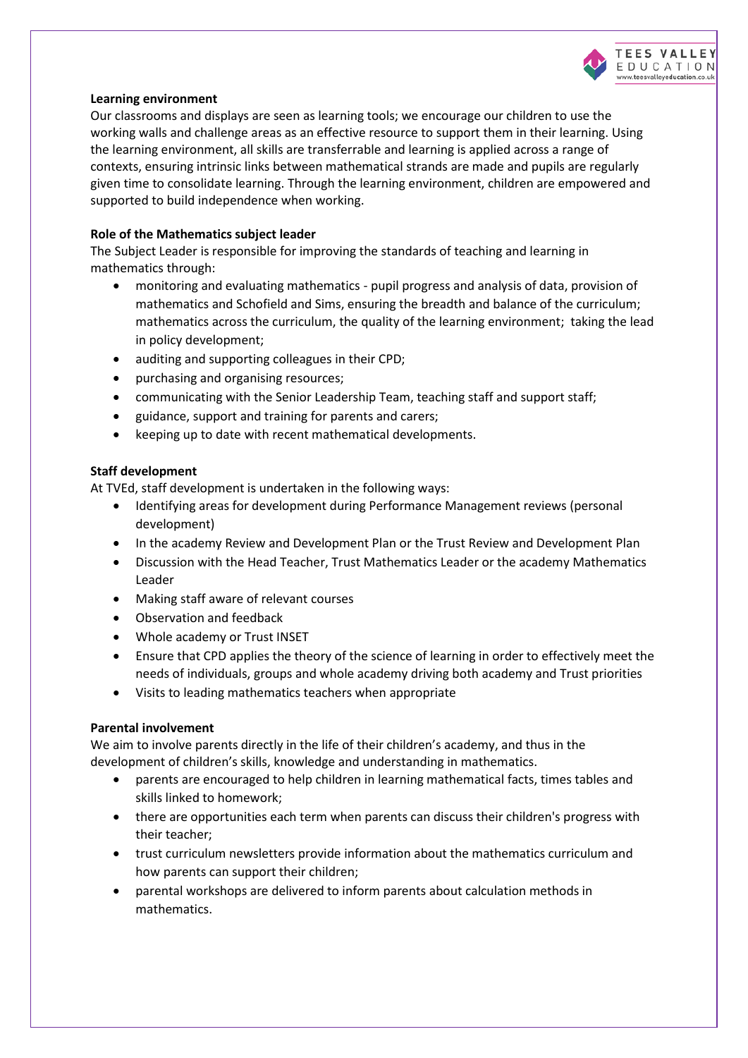**Learning environment**

Our classrooms and displays are seen as learning tools; we encourage our children to use the working walls and challenge areas as an effective resource to support them in their learning. Using the learning environment, all skills are transferrable and learning is applied across a range of contexts, ensuring intrinsic links between mathematical strands are made and pupils are regularly given time to consolidate learning. Through the learning environment, children are empowered and supported to build independence when working.

**Role of the Mathematics subject leader**

The Subject Leader is responsible for improving the standards of teaching and learning in mathematics through:

- monitoring and evaluating mathematics - pupil progress and analysis of data, provision of mathematics and Schofield and Sims, ensuring the breadth and balance of the curriculum; mathematics across the curriculum, the quality of the learning environment; taking the lead in policy development;
- auditing and supporting colleagues in their CPD;
- purchasing and organising resources;
- communicating with the Senior Leadership Team, teaching staff and support staff;
- guidance, support and training for parents and carers;
- keeping up to date with recent mathematical developments.

**Staff development**

At TVEd, staff development is undertaken in the following ways:

- Identifying areas for development during Performance Management reviews (personal development)
- In the academy Review and Development Plan or the Trust Review and Development Plan
- Discussion with the Head Teacher, Trust Mathematics Leader or the academy Mathematics Leader
- Making staff aware of relevant courses
- Observation and feedback
- Whole academy or Trust INSET
- Ensure that CPD applies the theory of the science of learning in order to effectively meet the needs of individuals, groups and whole academy driving both academy and Trust priorities
- Visits to leading mathematics teachers when appropriate

**Parental involvement**

We aim to involve parents directly in the life of their children's academy, and thus in the development of children's skills, knowledge and understanding in mathematics.

- parents are encouraged to help children in learning mathematical facts, times tables and skills linked to homework;
- there are opportunities each term when parents can discuss their children's progress with their teacher;
- trust curriculum newsletters provide information about the mathematics curriculum and how parents can support their children;
- parental workshops are delivered to inform parents about calculation methods in mathematics.